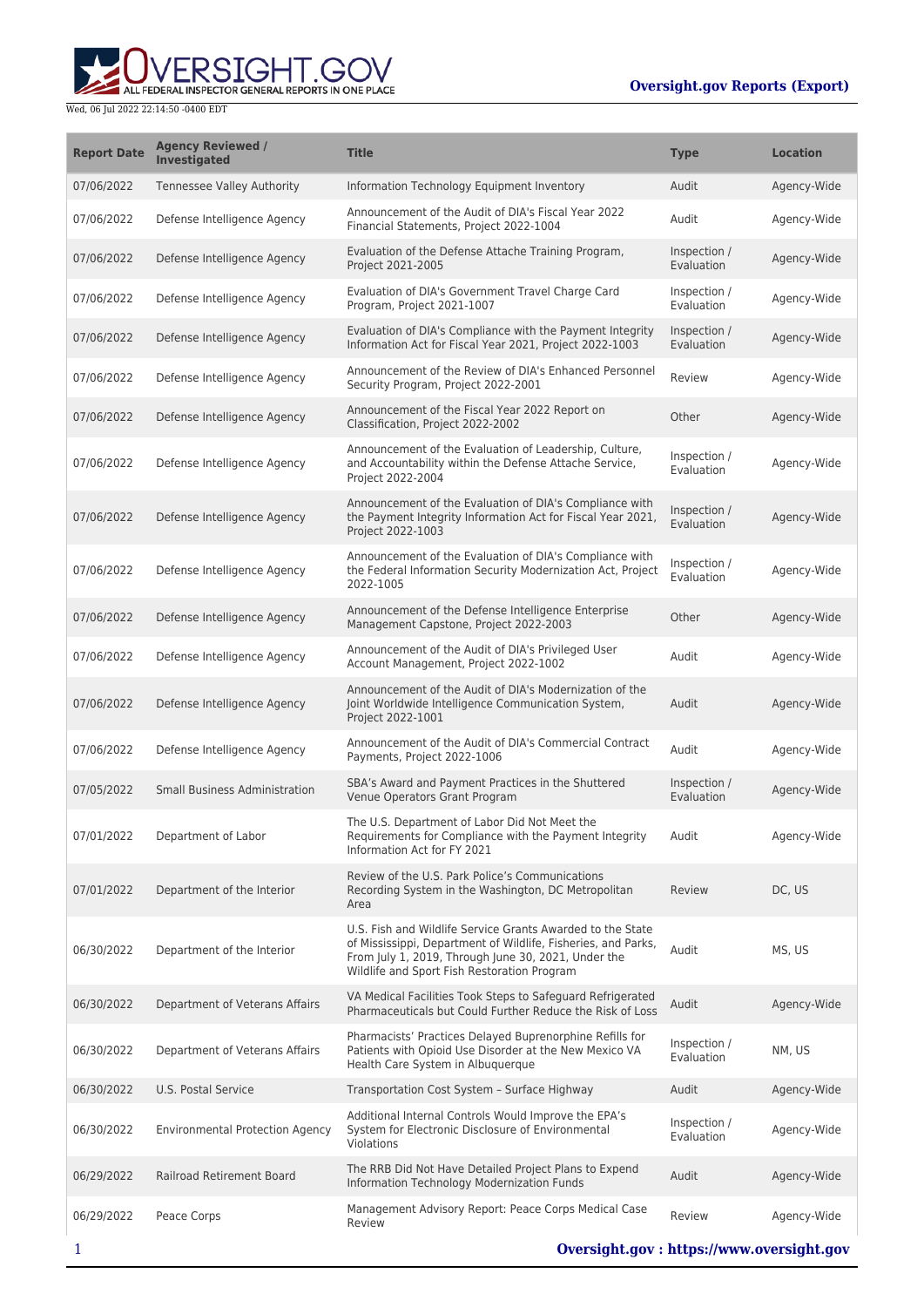| Report Date | Agency Reviewed / Investigated | Title | Type | Location |
| --- | --- | --- | --- | --- |
| 07/06/2022 | Tennessee Valley Authority | Information Technology Equipment Inventory | Audit | Agency-Wide |
| 07/06/2022 | Defense Intelligence Agency | Announcement of the Audit of DIA's Fiscal Year 2022 Financial Statements, Project 2022-1004 | Audit | Agency-Wide |
| 07/06/2022 | Defense Intelligence Agency | Evaluation of the Defense Attache Training Program, Project 2021-2005 | Inspection / Evaluation | Agency-Wide |
| 07/06/2022 | Defense Intelligence Agency | Evaluation of DIA's Government Travel Charge Card Program, Project 2021-1007 | Inspection / Evaluation | Agency-Wide |
| 07/06/2022 | Defense Intelligence Agency | Evaluation of DIA's Compliance with the Payment Integrity Information Act for Fiscal Year 2021, Project 2022-1003 | Inspection / Evaluation | Agency-Wide |
| 07/06/2022 | Defense Intelligence Agency | Announcement of the Review of DIA's Enhanced Personnel Security Program, Project 2022-2001 | Review | Agency-Wide |
| 07/06/2022 | Defense Intelligence Agency | Announcement of the Fiscal Year 2022 Report on Classification, Project 2022-2002 | Other | Agency-Wide |
| 07/06/2022 | Defense Intelligence Agency | Announcement of the Evaluation of Leadership, Culture, and Accountability within the Defense Attache Service, Project 2022-2004 | Inspection / Evaluation | Agency-Wide |
| 07/06/2022 | Defense Intelligence Agency | Announcement of the Evaluation of DIA's Compliance with the Payment Integrity Information Act for Fiscal Year 2021, Project 2022-1003 | Inspection / Evaluation | Agency-Wide |
| 07/06/2022 | Defense Intelligence Agency | Announcement of the Evaluation of DIA's Compliance with the Federal Information Security Modernization Act, Project 2022-1005 | Inspection / Evaluation | Agency-Wide |
| 07/06/2022 | Defense Intelligence Agency | Announcement of the Defense Intelligence Enterprise Management Capstone, Project 2022-2003 | Other | Agency-Wide |
| 07/06/2022 | Defense Intelligence Agency | Announcement of the Audit of DIA's Privileged User Account Management, Project 2022-1002 | Audit | Agency-Wide |
| 07/06/2022 | Defense Intelligence Agency | Announcement of the Audit of DIA's Modernization of the Joint Worldwide Intelligence Communication System, Project 2022-1001 | Audit | Agency-Wide |
| 07/06/2022 | Defense Intelligence Agency | Announcement of the Audit of DIA's Commercial Contract Payments, Project 2022-1006 | Audit | Agency-Wide |
| 07/05/2022 | Small Business Administration | SBA's Award and Payment Practices in the Shuttered Venue Operators Grant Program | Inspection / Evaluation | Agency-Wide |
| 07/01/2022 | Department of Labor | The U.S. Department of Labor Did Not Meet the Requirements for Compliance with the Payment Integrity Information Act for FY 2021 | Audit | Agency-Wide |
| 07/01/2022 | Department of the Interior | Review of the U.S. Park Police's Communications Recording System in the Washington, DC Metropolitan Area | Review | DC, US |
| 06/30/2022 | Department of the Interior | U.S. Fish and Wildlife Service Grants Awarded to the State of Mississippi, Department of Wildlife, Fisheries, and Parks, From July 1, 2019, Through June 30, 2021, Under the Wildlife and Sport Fish Restoration Program | Audit | MS, US |
| 06/30/2022 | Department of Veterans Affairs | VA Medical Facilities Took Steps to Safeguard Refrigerated Pharmaceuticals but Could Further Reduce the Risk of Loss | Audit | Agency-Wide |
| 06/30/2022 | Department of Veterans Affairs | Pharmacists' Practices Delayed Buprenorphine Refills for Patients with Opioid Use Disorder at the New Mexico VA Health Care System in Albuquerque | Inspection / Evaluation | NM, US |
| 06/30/2022 | U.S. Postal Service | Transportation Cost System – Surface Highway | Audit | Agency-Wide |
| 06/30/2022 | Environmental Protection Agency | Additional Internal Controls Would Improve the EPA's System for Electronic Disclosure of Environmental Violations | Inspection / Evaluation | Agency-Wide |
| 06/29/2022 | Railroad Retirement Board | The RRB Did Not Have Detailed Project Plans to Expend Information Technology Modernization Funds | Audit | Agency-Wide |
| 06/29/2022 | Peace Corps | Management Advisory Report: Peace Corps Medical Case Review | Review | Agency-Wide |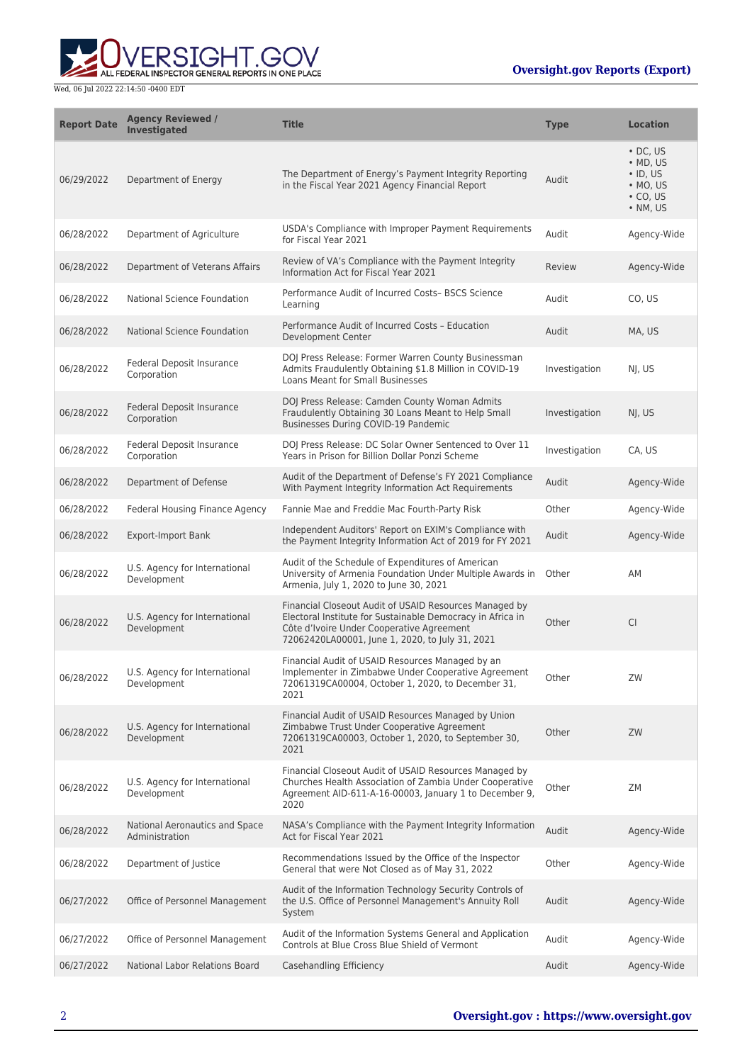| Report Date | Agency Reviewed / Investigated | Title | Type | Location |
| --- | --- | --- | --- | --- |
| 06/29/2022 | Department of Energy | The Department of Energy's Payment Integrity Reporting in the Fiscal Year 2021 Agency Financial Report | Audit | • DC, US • MD, US • ID, US • MO, US • CO, US • NM, US |
| 06/28/2022 | Department of Agriculture | USDA's Compliance with Improper Payment Requirements for Fiscal Year 2021 | Audit | Agency-Wide |
| 06/28/2022 | Department of Veterans Affairs | Review of VA's Compliance with the Payment Integrity Information Act for Fiscal Year 2021 | Review | Agency-Wide |
| 06/28/2022 | National Science Foundation | Performance Audit of Incurred Costs– BSCS Science Learning | Audit | CO, US |
| 06/28/2022 | National Science Foundation | Performance Audit of Incurred Costs – Education Development Center | Audit | MA, US |
| 06/28/2022 | Federal Deposit Insurance Corporation | DOJ Press Release: Former Warren County Businessman Admits Fraudulently Obtaining $1.8 Million in COVID-19 Loans Meant for Small Businesses | Investigation | NJ, US |
| 06/28/2022 | Federal Deposit Insurance Corporation | DOJ Press Release: Camden County Woman Admits Fraudulently Obtaining 30 Loans Meant to Help Small Businesses During COVID-19 Pandemic | Investigation | NJ, US |
| 06/28/2022 | Federal Deposit Insurance Corporation | DOJ Press Release: DC Solar Owner Sentenced to Over 11 Years in Prison for Billion Dollar Ponzi Scheme | Investigation | CA, US |
| 06/28/2022 | Department of Defense | Audit of the Department of Defense's FY 2021 Compliance With Payment Integrity Information Act Requirements | Audit | Agency-Wide |
| 06/28/2022 | Federal Housing Finance Agency | Fannie Mae and Freddie Mac Fourth-Party Risk | Other | Agency-Wide |
| 06/28/2022 | Export-Import Bank | Independent Auditors' Report on EXIM's Compliance with the Payment Integrity Information Act of 2019 for FY 2021 | Audit | Agency-Wide |
| 06/28/2022 | U.S. Agency for International Development | Audit of the Schedule of Expenditures of American University of Armenia Foundation Under Multiple Awards in Armenia, July 1, 2020 to June 30, 2021 | Other | AM |
| 06/28/2022 | U.S. Agency for International Development | Financial Closeout Audit of USAID Resources Managed by Electoral Institute for Sustainable Democracy in Africa in Côte d'Ivoire Under Cooperative Agreement 72062420LA00001, June 1, 2020, to July 31, 2021 | Other | CI |
| 06/28/2022 | U.S. Agency for International Development | Financial Audit of USAID Resources Managed by an Implementer in Zimbabwe Under Cooperative Agreement 72061319CA00004, October 1, 2020, to December 31, 2021 | Other | ZW |
| 06/28/2022 | U.S. Agency for International Development | Financial Audit of USAID Resources Managed by Union Zimbabwe Trust Under Cooperative Agreement 72061319CA00003, October 1, 2020, to September 30, 2021 | Other | ZW |
| 06/28/2022 | U.S. Agency for International Development | Financial Closeout Audit of USAID Resources Managed by Churches Health Association of Zambia Under Cooperative Agreement AID-611-A-16-00003, January 1 to December 9, 2020 | Other | ZM |
| 06/28/2022 | National Aeronautics and Space Administration | NASA's Compliance with the Payment Integrity Information Act for Fiscal Year 2021 | Audit | Agency-Wide |
| 06/28/2022 | Department of Justice | Recommendations Issued by the Office of the Inspector General that were Not Closed as of May 31, 2022 | Other | Agency-Wide |
| 06/27/2022 | Office of Personnel Management | Audit of the Information Technology Security Controls of the U.S. Office of Personnel Management's Annuity Roll System | Audit | Agency-Wide |
| 06/27/2022 | Office of Personnel Management | Audit of the Information Systems General and Application Controls at Blue Cross Blue Shield of Vermont | Audit | Agency-Wide |
| 06/27/2022 | National Labor Relations Board | Casehandling Efficiency | Audit | Agency-Wide |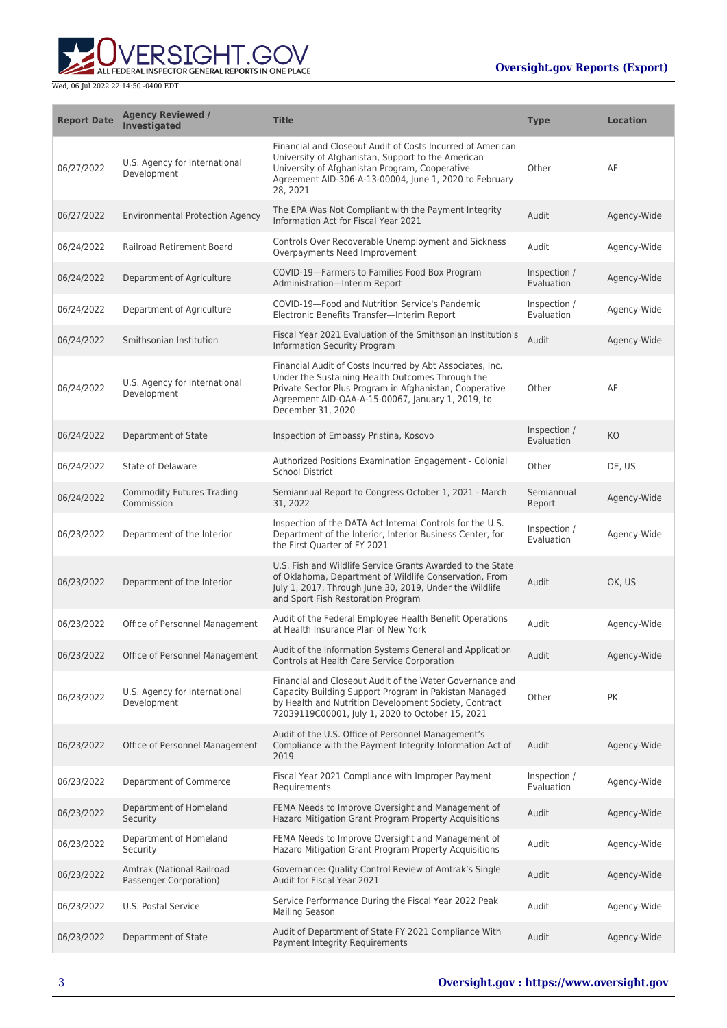| Report Date | Agency Reviewed / Investigated | Title | Type | Location |
| --- | --- | --- | --- | --- |
| 06/27/2022 | U.S. Agency for International Development | Financial and Closeout Audit of Costs Incurred of American University of Afghanistan, Support to the American University of Afghanistan Program, Cooperative Agreement AID-306-A-13-00004, June 1, 2020 to February 28, 2021 | Other | AF |
| 06/27/2022 | Environmental Protection Agency | The EPA Was Not Compliant with the Payment Integrity Information Act for Fiscal Year 2021 | Audit | Agency-Wide |
| 06/24/2022 | Railroad Retirement Board | Controls Over Recoverable Unemployment and Sickness Overpayments Need Improvement | Audit | Agency-Wide |
| 06/24/2022 | Department of Agriculture | COVID-19—Farmers to Families Food Box Program Administration—Interim Report | Inspection / Evaluation | Agency-Wide |
| 06/24/2022 | Department of Agriculture | COVID-19—Food and Nutrition Service's Pandemic Electronic Benefits Transfer—Interim Report | Inspection / Evaluation | Agency-Wide |
| 06/24/2022 | Smithsonian Institution | Fiscal Year 2021 Evaluation of the Smithsonian Institution's Information Security Program | Audit | Agency-Wide |
| 06/24/2022 | U.S. Agency for International Development | Financial Audit of Costs Incurred by Abt Associates, Inc. Under the Sustaining Health Outcomes Through the Private Sector Plus Program in Afghanistan, Cooperative Agreement AID-OAA-A-15-00067, January 1, 2019, to December 31, 2020 | Other | AF |
| 06/24/2022 | Department of State | Inspection of Embassy Pristina, Kosovo | Inspection / Evaluation | KO |
| 06/24/2022 | State of Delaware | Authorized Positions Examination Engagement - Colonial School District | Other | DE, US |
| 06/24/2022 | Commodity Futures Trading Commission | Semiannual Report to Congress October 1, 2021 - March 31, 2022 | Semiannual Report | Agency-Wide |
| 06/23/2022 | Department of the Interior | Inspection of the DATA Act Internal Controls for the U.S. Department of the Interior, Interior Business Center, for the First Quarter of FY 2021 | Inspection / Evaluation | Agency-Wide |
| 06/23/2022 | Department of the Interior | U.S. Fish and Wildlife Service Grants Awarded to the State of Oklahoma, Department of Wildlife Conservation, From July 1, 2017, Through June 30, 2019, Under the Wildlife and Sport Fish Restoration Program | Audit | OK, US |
| 06/23/2022 | Office of Personnel Management | Audit of the Federal Employee Health Benefit Operations at Health Insurance Plan of New York | Audit | Agency-Wide |
| 06/23/2022 | Office of Personnel Management | Audit of the Information Systems General and Application Controls at Health Care Service Corporation | Audit | Agency-Wide |
| 06/23/2022 | U.S. Agency for International Development | Financial and Closeout Audit of the Water Governance and Capacity Building Support Program in Pakistan Managed by Health and Nutrition Development Society, Contract 72039119C00001, July 1, 2020 to October 15, 2021 | Other | PK |
| 06/23/2022 | Office of Personnel Management | Audit of the U.S. Office of Personnel Management's Compliance with the Payment Integrity Information Act of 2019 | Audit | Agency-Wide |
| 06/23/2022 | Department of Commerce | Fiscal Year 2021 Compliance with Improper Payment Requirements | Inspection / Evaluation | Agency-Wide |
| 06/23/2022 | Department of Homeland Security | FEMA Needs to Improve Oversight and Management of Hazard Mitigation Grant Program Property Acquisitions | Audit | Agency-Wide |
| 06/23/2022 | Department of Homeland Security | FEMA Needs to Improve Oversight and Management of Hazard Mitigation Grant Program Property Acquisitions | Audit | Agency-Wide |
| 06/23/2022 | Amtrak (National Railroad Passenger Corporation) | Governance: Quality Control Review of Amtrak's Single Audit for Fiscal Year 2021 | Audit | Agency-Wide |
| 06/23/2022 | U.S. Postal Service | Service Performance During the Fiscal Year 2022 Peak Mailing Season | Audit | Agency-Wide |
| 06/23/2022 | Department of State | Audit of Department of State FY 2021 Compliance With Payment Integrity Requirements | Audit | Agency-Wide |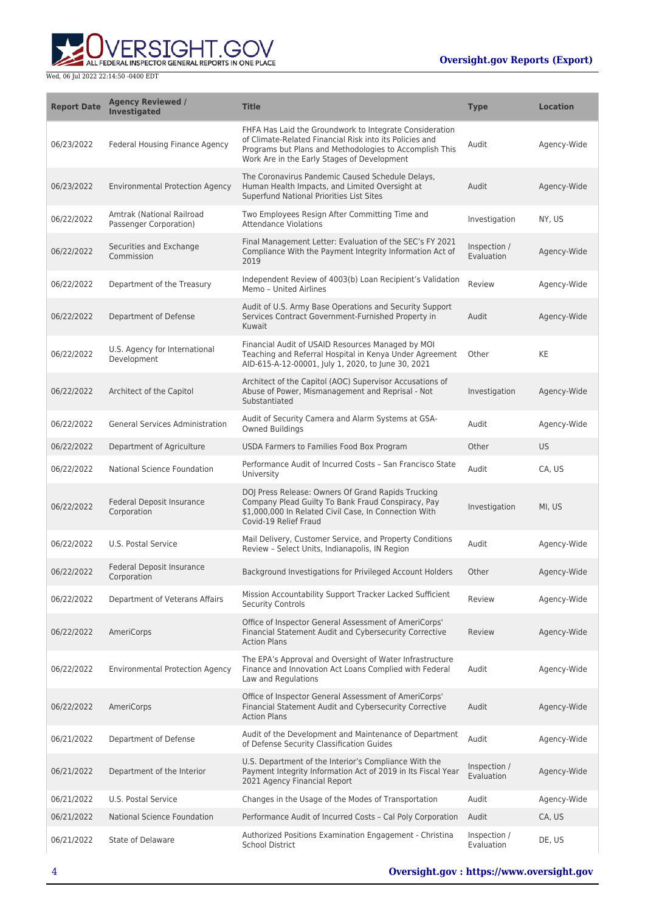| Report Date | Agency Reviewed / Investigated | Title | Type | Location |
| --- | --- | --- | --- | --- |
| 06/23/2022 | Federal Housing Finance Agency | FHFA Has Laid the Groundwork to Integrate Consideration of Climate-Related Financial Risk into its Policies and Programs but Plans and Methodologies to Accomplish This Work Are in the Early Stages of Development | Audit | Agency-Wide |
| 06/23/2022 | Environmental Protection Agency | The Coronavirus Pandemic Caused Schedule Delays, Human Health Impacts, and Limited Oversight at Superfund National Priorities List Sites | Audit | Agency-Wide |
| 06/22/2022 | Amtrak (National Railroad Passenger Corporation) | Two Employees Resign After Committing Time and Attendance Violations | Investigation | NY, US |
| 06/22/2022 | Securities and Exchange Commission | Final Management Letter: Evaluation of the SEC's FY 2021 Compliance With the Payment Integrity Information Act of 2019 | Inspection / Evaluation | Agency-Wide |
| 06/22/2022 | Department of the Treasury | Independent Review of 4003(b) Loan Recipient's Validation Memo – United Airlines | Review | Agency-Wide |
| 06/22/2022 | Department of Defense | Audit of U.S. Army Base Operations and Security Support Services Contract Government-Furnished Property in Kuwait | Audit | Agency-Wide |
| 06/22/2022 | U.S. Agency for International Development | Financial Audit of USAID Resources Managed by MOI Teaching and Referral Hospital in Kenya Under Agreement AID-615-A-12-00001, July 1, 2020, to June 30, 2021 | Other | KE |
| 06/22/2022 | Architect of the Capitol | Architect of the Capitol (AOC) Supervisor Accusations of Abuse of Power, Mismanagement and Reprisal - Not Substantiated | Investigation | Agency-Wide |
| 06/22/2022 | General Services Administration | Audit of Security Camera and Alarm Systems at GSA-Owned Buildings | Audit | Agency-Wide |
| 06/22/2022 | Department of Agriculture | USDA Farmers to Families Food Box Program | Other | US |
| 06/22/2022 | National Science Foundation | Performance Audit of Incurred Costs – San Francisco State University | Audit | CA, US |
| 06/22/2022 | Federal Deposit Insurance Corporation | DOJ Press Release: Owners Of Grand Rapids Trucking Company Plead Guilty To Bank Fraud Conspiracy, Pay $1,000,000 In Related Civil Case, In Connection With Covid-19 Relief Fraud | Investigation | MI, US |
| 06/22/2022 | U.S. Postal Service | Mail Delivery, Customer Service, and Property Conditions Review – Select Units, Indianapolis, IN Region | Audit | Agency-Wide |
| 06/22/2022 | Federal Deposit Insurance Corporation | Background Investigations for Privileged Account Holders | Other | Agency-Wide |
| 06/22/2022 | Department of Veterans Affairs | Mission Accountability Support Tracker Lacked Sufficient Security Controls | Review | Agency-Wide |
| 06/22/2022 | AmeriCorps | Office of Inspector General Assessment of AmeriCorps' Financial Statement Audit and Cybersecurity Corrective Action Plans | Review | Agency-Wide |
| 06/22/2022 | Environmental Protection Agency | The EPA's Approval and Oversight of Water Infrastructure Finance and Innovation Act Loans Complied with Federal Law and Regulations | Audit | Agency-Wide |
| 06/22/2022 | AmeriCorps | Office of Inspector General Assessment of AmeriCorps' Financial Statement Audit and Cybersecurity Corrective Action Plans | Audit | Agency-Wide |
| 06/21/2022 | Department of Defense | Audit of the Development and Maintenance of Department of Defense Security Classification Guides | Audit | Agency-Wide |
| 06/21/2022 | Department of the Interior | U.S. Department of the Interior's Compliance With the Payment Integrity Information Act of 2019 in Its Fiscal Year 2021 Agency Financial Report | Inspection / Evaluation | Agency-Wide |
| 06/21/2022 | U.S. Postal Service | Changes in the Usage of the Modes of Transportation | Audit | Agency-Wide |
| 06/21/2022 | National Science Foundation | Performance Audit of Incurred Costs – Cal Poly Corporation | Audit | CA, US |
| 06/21/2022 | State of Delaware | Authorized Positions Examination Engagement - Christina School District | Inspection / Evaluation | DE, US |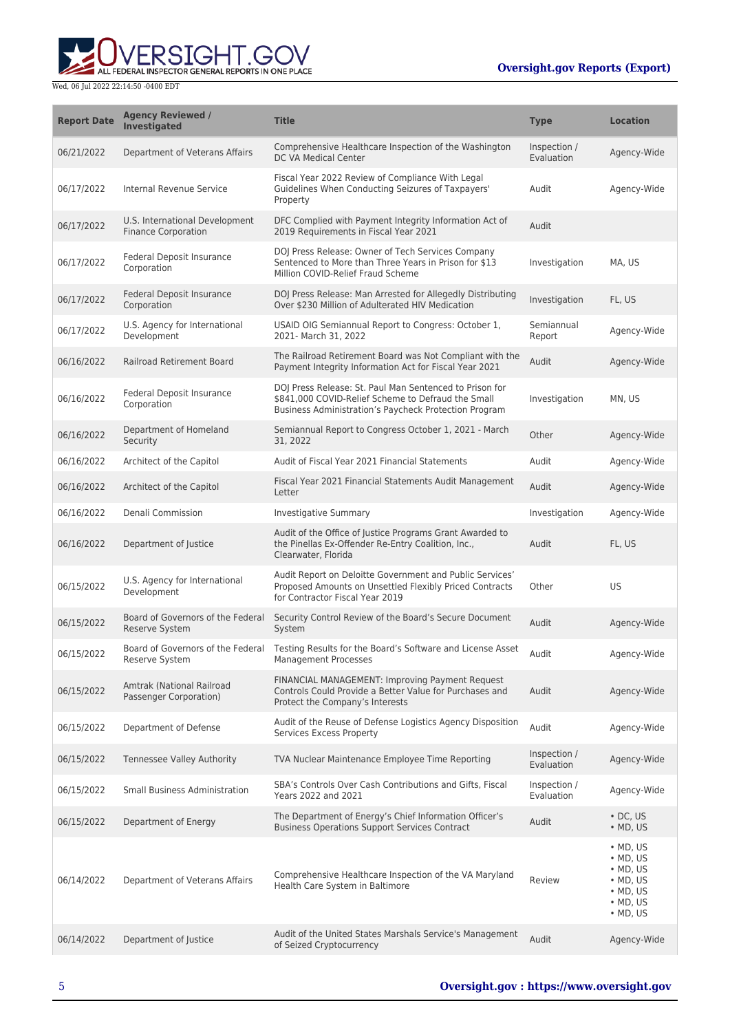| Report Date | Agency Reviewed / Investigated | Title | Type | Location |
| --- | --- | --- | --- | --- |
| 06/21/2022 | Department of Veterans Affairs | Comprehensive Healthcare Inspection of the Washington DC VA Medical Center | Inspection / Evaluation | Agency-Wide |
| 06/17/2022 | Internal Revenue Service | Fiscal Year 2022 Review of Compliance With Legal Guidelines When Conducting Seizures of Taxpayers' Property | Audit | Agency-Wide |
| 06/17/2022 | U.S. International Development Finance Corporation | DFC Complied with Payment Integrity Information Act of 2019 Requirements in Fiscal Year 2021 | Audit | |
| 06/17/2022 | Federal Deposit Insurance Corporation | DOJ Press Release: Owner of Tech Services Company Sentenced to More than Three Years in Prison for $13 Million COVID-Relief Fraud Scheme | Investigation | MA, US |
| 06/17/2022 | Federal Deposit Insurance Corporation | DOJ Press Release: Man Arrested for Allegedly Distributing Over $230 Million of Adulterated HIV Medication | Investigation | FL, US |
| 06/17/2022 | U.S. Agency for International Development | USAID OIG Semiannual Report to Congress: October 1, 2021- March 31, 2022 | Semiannual Report | Agency-Wide |
| 06/16/2022 | Railroad Retirement Board | The Railroad Retirement Board was Not Compliant with the Payment Integrity Information Act for Fiscal Year 2021 | Audit | Agency-Wide |
| 06/16/2022 | Federal Deposit Insurance Corporation | DOJ Press Release: St. Paul Man Sentenced to Prison for $841,000 COVID-Relief Scheme to Defraud the Small Business Administration's Paycheck Protection Program | Investigation | MN, US |
| 06/16/2022 | Department of Homeland Security | Semiannual Report to Congress October 1, 2021 - March 31, 2022 | Other | Agency-Wide |
| 06/16/2022 | Architect of the Capitol | Audit of Fiscal Year 2021 Financial Statements | Audit | Agency-Wide |
| 06/16/2022 | Architect of the Capitol | Fiscal Year 2021 Financial Statements Audit Management Letter | Audit | Agency-Wide |
| 06/16/2022 | Denali Commission | Investigative Summary | Investigation | Agency-Wide |
| 06/16/2022 | Department of Justice | Audit of the Office of Justice Programs Grant Awarded to the Pinellas Ex-Offender Re-Entry Coalition, Inc., Clearwater, Florida | Audit | FL, US |
| 06/15/2022 | U.S. Agency for International Development | Audit Report on Deloitte Government and Public Services' Proposed Amounts on Unsettled Flexibly Priced Contracts for Contractor Fiscal Year 2019 | Other | US |
| 06/15/2022 | Board of Governors of the Federal Reserve System | Security Control Review of the Board's Secure Document System | Audit | Agency-Wide |
| 06/15/2022 | Board of Governors of the Federal Reserve System | Testing Results for the Board's Software and License Asset Management Processes | Audit | Agency-Wide |
| 06/15/2022 | Amtrak (National Railroad Passenger Corporation) | FINANCIAL MANAGEMENT: Improving Payment Request Controls Could Provide a Better Value for Purchases and Protect the Company's Interests | Audit | Agency-Wide |
| 06/15/2022 | Department of Defense | Audit of the Reuse of Defense Logistics Agency Disposition Services Excess Property | Audit | Agency-Wide |
| 06/15/2022 | Tennessee Valley Authority | TVA Nuclear Maintenance Employee Time Reporting | Inspection / Evaluation | Agency-Wide |
| 06/15/2022 | Small Business Administration | SBA's Controls Over Cash Contributions and Gifts, Fiscal Years 2022 and 2021 | Inspection / Evaluation | Agency-Wide |
| 06/15/2022 | Department of Energy | The Department of Energy's Chief Information Officer's Business Operations Support Services Contract | Audit | • DC, US<br>• MD, US |
| 06/14/2022 | Department of Veterans Affairs | Comprehensive Healthcare Inspection of the VA Maryland Health Care System in Baltimore | Review | • MD, US<br>• MD, US<br>• MD, US<br>• MD, US<br>• MD, US<br>• MD, US<br>• MD, US |
| 06/14/2022 | Department of Justice | Audit of the United States Marshals Service's Management of Seized Cryptocurrency | Audit | Agency-Wide |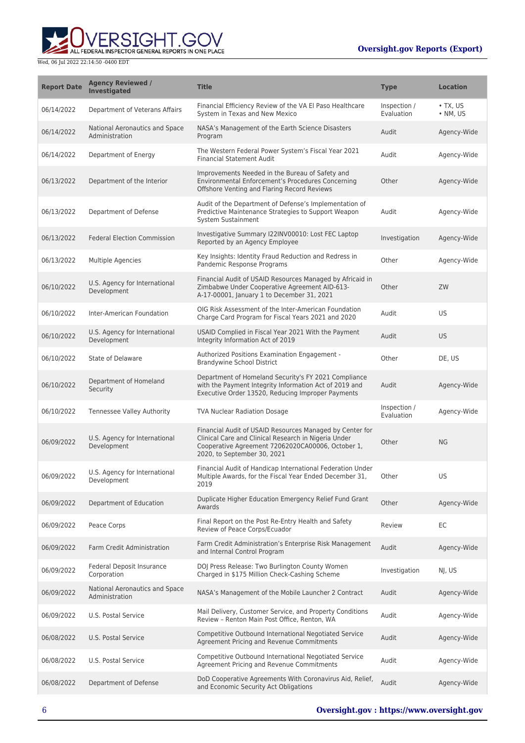| Report Date | Agency Reviewed / Investigated | Title | Type | Location |
| --- | --- | --- | --- | --- |
| 06/14/2022 | Department of Veterans Affairs | Financial Efficiency Review of the VA El Paso Healthcare System in Texas and New Mexico | Inspection / Evaluation | • TX, US • NM, US |
| 06/14/2022 | National Aeronautics and Space Administration | NASA's Management of the Earth Science Disasters Program | Audit | Agency-Wide |
| 06/14/2022 | Department of Energy | The Western Federal Power System's Fiscal Year 2021 Financial Statement Audit | Audit | Agency-Wide |
| 06/13/2022 | Department of the Interior | Improvements Needed in the Bureau of Safety and Environmental Enforcement's Procedures Concerning Offshore Venting and Flaring Record Reviews | Other | Agency-Wide |
| 06/13/2022 | Department of Defense | Audit of the Department of Defense's Implementation of Predictive Maintenance Strategies to Support Weapon System Sustainment | Audit | Agency-Wide |
| 06/13/2022 | Federal Election Commission | Investigative Summary I22INV00010: Lost FEC Laptop Reported by an Agency Employee | Investigation | Agency-Wide |
| 06/13/2022 | Multiple Agencies | Key Insights: Identity Fraud Reduction and Redress in Pandemic Response Programs | Other | Agency-Wide |
| 06/10/2022 | U.S. Agency for International Development | Financial Audit of USAID Resources Managed by Africaid in Zimbabwe Under Cooperative Agreement AID-613-A-17-00001, January 1 to December 31, 2021 | Other | ZW |
| 06/10/2022 | Inter-American Foundation | OIG Risk Assessment of the Inter-American Foundation Charge Card Program for Fiscal Years 2021 and 2020 | Audit | US |
| 06/10/2022 | U.S. Agency for International Development | USAID Complied in Fiscal Year 2021 With the Payment Integrity Information Act of 2019 | Audit | US |
| 06/10/2022 | State of Delaware | Authorized Positions Examination Engagement - Brandywine School District | Other | DE, US |
| 06/10/2022 | Department of Homeland Security | Department of Homeland Security's FY 2021 Compliance with the Payment Integrity Information Act of 2019 and Executive Order 13520, Reducing Improper Payments | Audit | Agency-Wide |
| 06/10/2022 | Tennessee Valley Authority | TVA Nuclear Radiation Dosage | Inspection / Evaluation | Agency-Wide |
| 06/09/2022 | U.S. Agency for International Development | Financial Audit of USAID Resources Managed by Center for Clinical Care and Clinical Research in Nigeria Under Cooperative Agreement 72062020CA00006, October 1, 2020, to September 30, 2021 | Other | NG |
| 06/09/2022 | U.S. Agency for International Development | Financial Audit of Handicap International Federation Under Multiple Awards, for the Fiscal Year Ended December 31, 2019 | Other | US |
| 06/09/2022 | Department of Education | Duplicate Higher Education Emergency Relief Fund Grant Awards | Other | Agency-Wide |
| 06/09/2022 | Peace Corps | Final Report on the Post Re-Entry Health and Safety Review of Peace Corps/Ecuador | Review | EC |
| 06/09/2022 | Farm Credit Administration | Farm Credit Administration's Enterprise Risk Management and Internal Control Program | Audit | Agency-Wide |
| 06/09/2022 | Federal Deposit Insurance Corporation | DOJ Press Release: Two Burlington County Women Charged in $175 Million Check-Cashing Scheme | Investigation | NJ, US |
| 06/09/2022 | National Aeronautics and Space Administration | NASA's Management of the Mobile Launcher 2 Contract | Audit | Agency-Wide |
| 06/09/2022 | U.S. Postal Service | Mail Delivery, Customer Service, and Property Conditions Review – Renton Main Post Office, Renton, WA | Audit | Agency-Wide |
| 06/08/2022 | U.S. Postal Service | Competitive Outbound International Negotiated Service Agreement Pricing and Revenue Commitments | Audit | Agency-Wide |
| 06/08/2022 | U.S. Postal Service | Competitive Outbound International Negotiated Service Agreement Pricing and Revenue Commitments | Audit | Agency-Wide |
| 06/08/2022 | Department of Defense | DoD Cooperative Agreements With Coronavirus Aid, Relief, and Economic Security Act Obligations | Audit | Agency-Wide |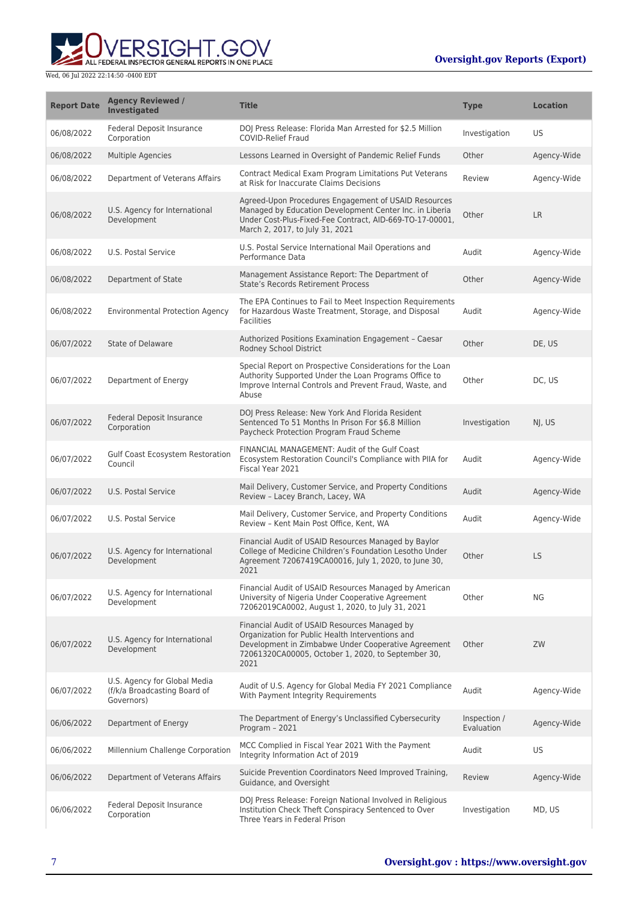| Report Date | Agency Reviewed / Investigated | Title | Type | Location |
| --- | --- | --- | --- | --- |
| 06/08/2022 | Federal Deposit Insurance Corporation | DOJ Press Release: Florida Man Arrested for $2.5 Million COVID-Relief Fraud | Investigation | US |
| 06/08/2022 | Multiple Agencies | Lessons Learned in Oversight of Pandemic Relief Funds | Other | Agency-Wide |
| 06/08/2022 | Department of Veterans Affairs | Contract Medical Exam Program Limitations Put Veterans at Risk for Inaccurate Claims Decisions | Review | Agency-Wide |
| 06/08/2022 | U.S. Agency for International Development | Agreed-Upon Procedures Engagement of USAID Resources Managed by Education Development Center Inc. in Liberia Under Cost-Plus-Fixed-Fee Contract, AID-669-TO-17-00001, March 2, 2017, to July 31, 2021 | Other | LR |
| 06/08/2022 | U.S. Postal Service | U.S. Postal Service International Mail Operations and Performance Data | Audit | Agency-Wide |
| 06/08/2022 | Department of State | Management Assistance Report: The Department of State's Records Retirement Process | Other | Agency-Wide |
| 06/08/2022 | Environmental Protection Agency | The EPA Continues to Fail to Meet Inspection Requirements for Hazardous Waste Treatment, Storage, and Disposal Facilities | Audit | Agency-Wide |
| 06/07/2022 | State of Delaware | Authorized Positions Examination Engagement – Caesar Rodney School District | Other | DE, US |
| 06/07/2022 | Department of Energy | Special Report on Prospective Considerations for the Loan Authority Supported Under the Loan Programs Office to Improve Internal Controls and Prevent Fraud, Waste, and Abuse | Other | DC, US |
| 06/07/2022 | Federal Deposit Insurance Corporation | DOJ Press Release: New York And Florida Resident Sentenced To 51 Months In Prison For $6.8 Million Paycheck Protection Program Fraud Scheme | Investigation | NJ, US |
| 06/07/2022 | Gulf Coast Ecosystem Restoration Council | FINANCIAL MANAGEMENT: Audit of the Gulf Coast Ecosystem Restoration Council's Compliance with PIIA for Fiscal Year 2021 | Audit | Agency-Wide |
| 06/07/2022 | U.S. Postal Service | Mail Delivery, Customer Service, and Property Conditions Review – Lacey Branch, Lacey, WA | Audit | Agency-Wide |
| 06/07/2022 | U.S. Postal Service | Mail Delivery, Customer Service, and Property Conditions Review – Kent Main Post Office, Kent, WA | Audit | Agency-Wide |
| 06/07/2022 | U.S. Agency for International Development | Financial Audit of USAID Resources Managed by Baylor College of Medicine Children's Foundation Lesotho Under Agreement 72067419CA00016, July 1, 2020, to June 30, 2021 | Other | LS |
| 06/07/2022 | U.S. Agency for International Development | Financial Audit of USAID Resources Managed by American University of Nigeria Under Cooperative Agreement 72062019CA0002, August 1, 2020, to July 31, 2021 | Other | NG |
| 06/07/2022 | U.S. Agency for International Development | Financial Audit of USAID Resources Managed by Organization for Public Health Interventions and Development in Zimbabwe Under Cooperative Agreement 72061320CA00005, October 1, 2020, to September 30, 2021 | Other | ZW |
| 06/07/2022 | U.S. Agency for Global Media (f/k/a Broadcasting Board of Governors) | Audit of U.S. Agency for Global Media FY 2021 Compliance With Payment Integrity Requirements | Audit | Agency-Wide |
| 06/06/2022 | Department of Energy | The Department of Energy's Unclassified Cybersecurity Program – 2021 | Inspection / Evaluation | Agency-Wide |
| 06/06/2022 | Millennium Challenge Corporation | MCC Complied in Fiscal Year 2021 With the Payment Integrity Information Act of 2019 | Audit | US |
| 06/06/2022 | Department of Veterans Affairs | Suicide Prevention Coordinators Need Improved Training, Guidance, and Oversight | Review | Agency-Wide |
| 06/06/2022 | Federal Deposit Insurance Corporation | DOJ Press Release: Foreign National Involved in Religious Institution Check Theft Conspiracy Sentenced to Over Three Years in Federal Prison | Investigation | MD, US |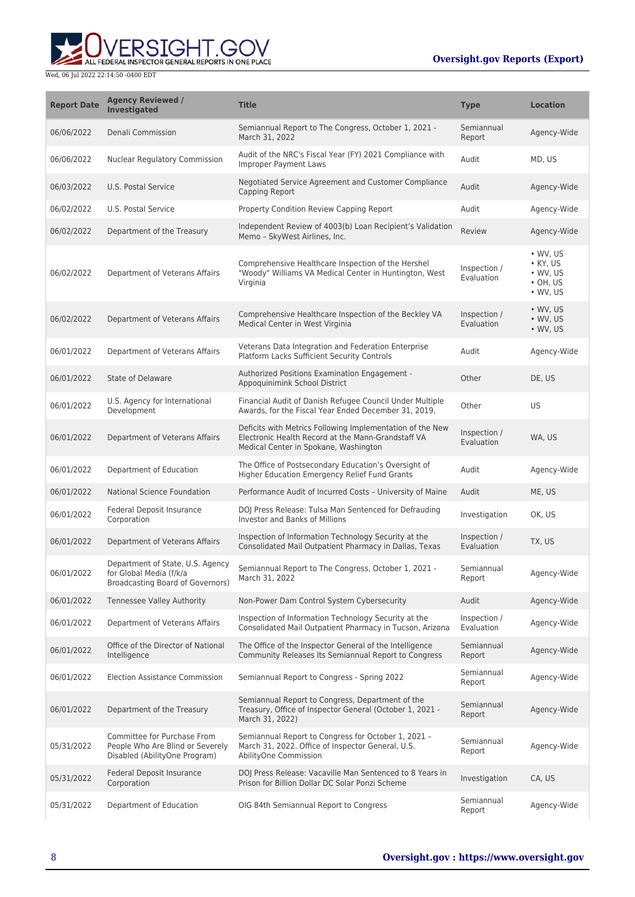| Report Date | Agency Reviewed / Investigated | Title | Type | Location |
| --- | --- | --- | --- | --- |
| 06/06/2022 | Denali Commission | Semiannual Report to The Congress, October 1, 2021 - March 31, 2022 | Semiannual Report | Agency-Wide |
| 06/06/2022 | Nuclear Regulatory Commission | Audit of the NRC's Fiscal Year (FY) 2021 Compliance with Improper Payment Laws | Audit | MD, US |
| 06/03/2022 | U.S. Postal Service | Negotiated Service Agreement and Customer Compliance Capping Report | Audit | Agency-Wide |
| 06/02/2022 | U.S. Postal Service | Property Condition Review Capping Report | Audit | Agency-Wide |
| 06/02/2022 | Department of the Treasury | Independent Review of 4003(b) Loan Recipient's Validation Memo – SkyWest Airlines, Inc. | Review | Agency-Wide |
| 06/02/2022 | Department of Veterans Affairs | Comprehensive Healthcare Inspection of the Hershel "Woody" Williams VA Medical Center in Huntington, West Virginia | Inspection / Evaluation | • WV, US • KY, US • WV, US • OH, US • WV, US |
| 06/02/2022 | Department of Veterans Affairs | Comprehensive Healthcare Inspection of the Beckley VA Medical Center in West Virginia | Inspection / Evaluation | • WV, US • WV, US • WV, US |
| 06/01/2022 | Department of Veterans Affairs | Veterans Data Integration and Federation Enterprise Platform Lacks Sufficient Security Controls | Audit | Agency-Wide |
| 06/01/2022 | State of Delaware | Authorized Positions Examination Engagement - Appoquinimink School District | Other | DE, US |
| 06/01/2022 | U.S. Agency for International Development | Financial Audit of Danish Refugee Council Under Multiple Awards, for the Fiscal Year Ended December 31, 2019, | Other | US |
| 06/01/2022 | Department of Veterans Affairs | Deficits with Metrics Following Implementation of the New Electronic Health Record at the Mann-Grandstaff VA Medical Center in Spokane, Washington | Inspection / Evaluation | WA, US |
| 06/01/2022 | Department of Education | The Office of Postsecondary Education's Oversight of Higher Education Emergency Relief Fund Grants | Audit | Agency-Wide |
| 06/01/2022 | National Science Foundation | Performance Audit of Incurred Costs – University of Maine | Audit | ME, US |
| 06/01/2022 | Federal Deposit Insurance Corporation | DOJ Press Release: Tulsa Man Sentenced for Defrauding Investor and Banks of Millions | Investigation | OK, US |
| 06/01/2022 | Department of Veterans Affairs | Inspection of Information Technology Security at the Consolidated Mail Outpatient Pharmacy in Dallas, Texas | Inspection / Evaluation | TX, US |
| 06/01/2022 | Department of State, U.S. Agency for Global Media (f/k/a Broadcasting Board of Governors) | Semiannual Report to The Congress, October 1, 2021 - March 31, 2022 | Semiannual Report | Agency-Wide |
| 06/01/2022 | Tennessee Valley Authority | Non-Power Dam Control System Cybersecurity | Audit | Agency-Wide |
| 06/01/2022 | Department of Veterans Affairs | Inspection of Information Technology Security at the Consolidated Mail Outpatient Pharmacy in Tucson, Arizona | Inspection / Evaluation | Agency-Wide |
| 06/01/2022 | Office of the Director of National Intelligence | The Office of the Inspector General of the Intelligence Community Releases Its Semiannual Report to Congress | Semiannual Report | Agency-Wide |
| 06/01/2022 | Election Assistance Commission | Semiannual Report to Congress - Spring 2022 | Semiannual Report | Agency-Wide |
| 06/01/2022 | Department of the Treasury | Semiannual Report to Congress, Department of the Treasury, Office of Inspector General (October 1, 2021 - March 31, 2022) | Semiannual Report | Agency-Wide |
| 05/31/2022 | Committee for Purchase From People Who Are Blind or Severely Disabled (AbilityOne Program) | Semiannual Report to Congress for October 1, 2021 – March 31, 2022. Office of Inspector General, U.S. AbilityOne Commission | Semiannual Report | Agency-Wide |
| 05/31/2022 | Federal Deposit Insurance Corporation | DOJ Press Release: Vacaville Man Sentenced to 8 Years in Prison for Billion Dollar DC Solar Ponzi Scheme | Investigation | CA, US |
| 05/31/2022 | Department of Education | OIG 84th Semiannual Report to Congress | Semiannual Report | Agency-Wide |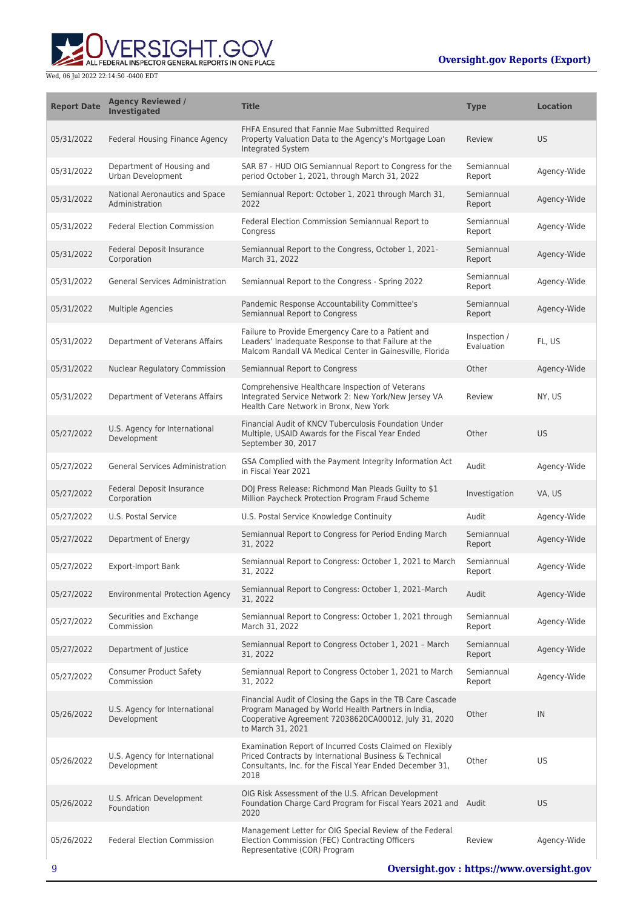| Report Date | Agency Reviewed / Investigated | Title | Type | Location |
|---|---|---|---|---|
| 05/31/2022 | Federal Housing Finance Agency | FHFA Ensured that Fannie Mae Submitted Required Property Valuation Data to the Agency's Mortgage Loan Integrated System | Review | US |
| 05/31/2022 | Department of Housing and Urban Development | SAR 87 - HUD OIG Semiannual Report to Congress for the period October 1, 2021, through March 31, 2022 | Semiannual Report | Agency-Wide |
| 05/31/2022 | National Aeronautics and Space Administration | Semiannual Report: October 1, 2021 through March 31, 2022 | Semiannual Report | Agency-Wide |
| 05/31/2022 | Federal Election Commission | Federal Election Commission Semiannual Report to Congress | Semiannual Report | Agency-Wide |
| 05/31/2022 | Federal Deposit Insurance Corporation | Semiannual Report to the Congress, October 1, 2021-March 31, 2022 | Semiannual Report | Agency-Wide |
| 05/31/2022 | General Services Administration | Semiannual Report to the Congress - Spring 2022 | Semiannual Report | Agency-Wide |
| 05/31/2022 | Multiple Agencies | Pandemic Response Accountability Committee's Semiannual Report to Congress | Semiannual Report | Agency-Wide |
| 05/31/2022 | Department of Veterans Affairs | Failure to Provide Emergency Care to a Patient and Leaders' Inadequate Response to that Failure at the Malcom Randall VA Medical Center in Gainesville, Florida | Inspection / Evaluation | FL, US |
| 05/31/2022 | Nuclear Regulatory Commission | Semiannual Report to Congress | Other | Agency-Wide |
| 05/31/2022 | Department of Veterans Affairs | Comprehensive Healthcare Inspection of Veterans Integrated Service Network 2: New York/New Jersey VA Health Care Network in Bronx, New York | Review | NY, US |
| 05/27/2022 | U.S. Agency for International Development | Financial Audit of KNCV Tuberculosis Foundation Under Multiple, USAID Awards for the Fiscal Year Ended September 30, 2017 | Other | US |
| 05/27/2022 | General Services Administration | GSA Complied with the Payment Integrity Information Act in Fiscal Year 2021 | Audit | Agency-Wide |
| 05/27/2022 | Federal Deposit Insurance Corporation | DOJ Press Release: Richmond Man Pleads Guilty to $1 Million Paycheck Protection Program Fraud Scheme | Investigation | VA, US |
| 05/27/2022 | U.S. Postal Service | U.S. Postal Service Knowledge Continuity | Audit | Agency-Wide |
| 05/27/2022 | Department of Energy | Semiannual Report to Congress for Period Ending March 31, 2022 | Semiannual Report | Agency-Wide |
| 05/27/2022 | Export-Import Bank | Semiannual Report to Congress: October 1, 2021 to March 31, 2022 | Semiannual Report | Agency-Wide |
| 05/27/2022 | Environmental Protection Agency | Semiannual Report to Congress: October 1, 2021–March 31, 2022 | Audit | Agency-Wide |
| 05/27/2022 | Securities and Exchange Commission | Semiannual Report to Congress: October 1, 2021 through March 31, 2022 | Semiannual Report | Agency-Wide |
| 05/27/2022 | Department of Justice | Semiannual Report to Congress October 1, 2021 – March 31, 2022 | Semiannual Report | Agency-Wide |
| 05/27/2022 | Consumer Product Safety Commission | Semiannual Report to Congress October 1, 2021 to March 31, 2022 | Semiannual Report | Agency-Wide |
| 05/26/2022 | U.S. Agency for International Development | Financial Audit of Closing the Gaps in the TB Care Cascade Program Managed by World Health Partners in India, Cooperative Agreement 72038620CA00012, July 31, 2020 to March 31, 2021 | Other | IN |
| 05/26/2022 | U.S. Agency for International Development | Examination Report of Incurred Costs Claimed on Flexibly Priced Contracts by International Business & Technical Consultants, Inc. for the Fiscal Year Ended December 31, 2018 | Other | US |
| 05/26/2022 | U.S. African Development Foundation | OIG Risk Assessment of the U.S. African Development Foundation Charge Card Program for Fiscal Years 2021 and 2020 | Audit | US |
| 05/26/2022 | Federal Election Commission | Management Letter for OIG Special Review of the Federal Election Commission (FEC) Contracting Officers Representative (COR) Program | Review | Agency-Wide |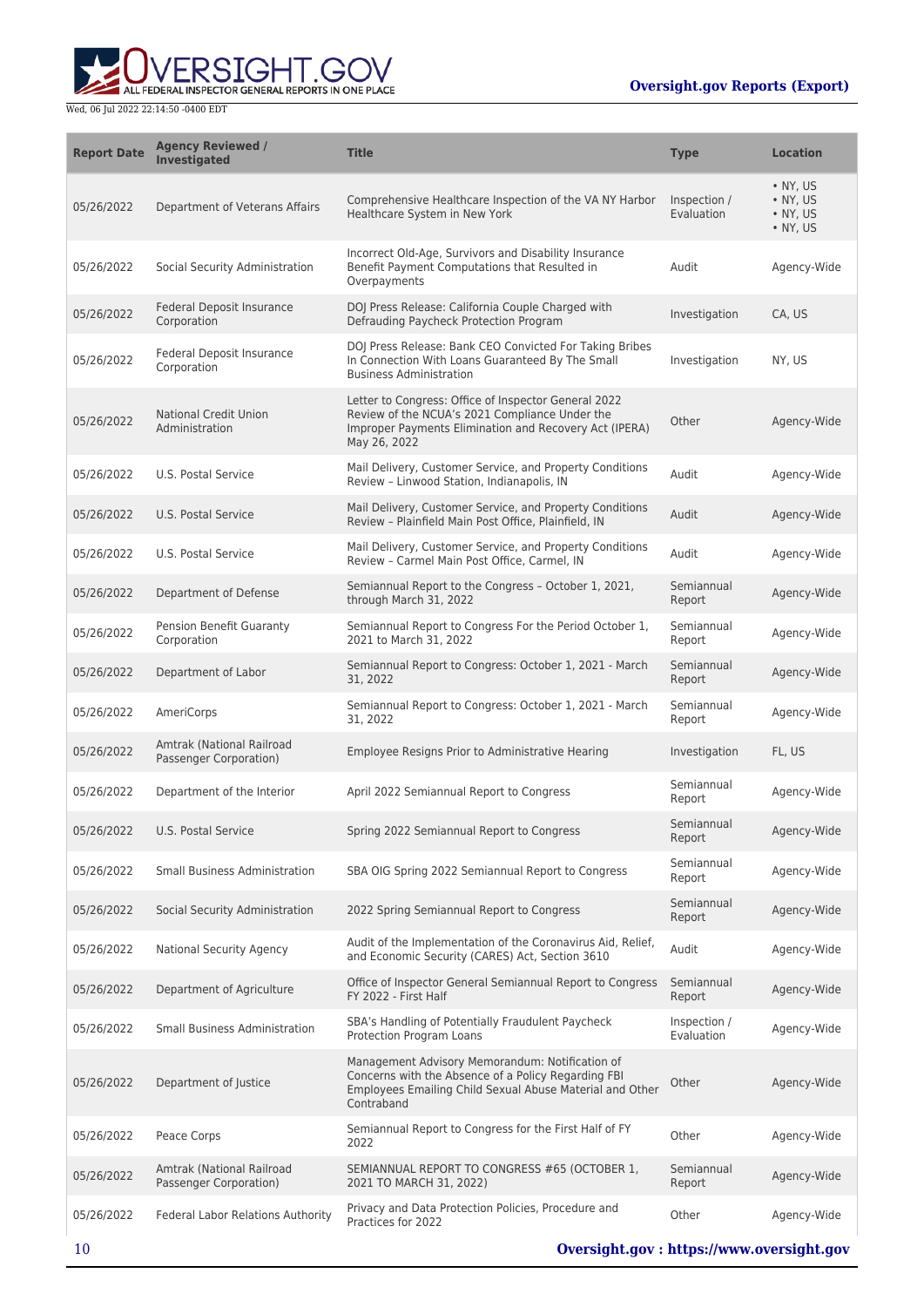| Report Date | Agency Reviewed / Investigated | Title | Type | Location |
|---|---|---|---|---|
| 05/26/2022 | Department of Veterans Affairs | Comprehensive Healthcare Inspection of the VA NY Harbor Healthcare System in New York | Inspection / Evaluation | • NY, US • NY, US • NY, US • NY, US |
| 05/26/2022 | Social Security Administration | Incorrect Old-Age, Survivors and Disability Insurance Benefit Payment Computations that Resulted in Overpayments | Audit | Agency-Wide |
| 05/26/2022 | Federal Deposit Insurance Corporation | DOJ Press Release: California Couple Charged with Defrauding Paycheck Protection Program | Investigation | CA, US |
| 05/26/2022 | Federal Deposit Insurance Corporation | DOJ Press Release: Bank CEO Convicted For Taking Bribes In Connection With Loans Guaranteed By The Small Business Administration | Investigation | NY, US |
| 05/26/2022 | National Credit Union Administration | Letter to Congress: Office of Inspector General 2022 Review of the NCUA's 2021 Compliance Under the Improper Payments Elimination and Recovery Act (IPERA) May 26, 2022 | Other | Agency-Wide |
| 05/26/2022 | U.S. Postal Service | Mail Delivery, Customer Service, and Property Conditions Review – Linwood Station, Indianapolis, IN | Audit | Agency-Wide |
| 05/26/2022 | U.S. Postal Service | Mail Delivery, Customer Service, and Property Conditions Review – Plainfield Main Post Office, Plainfield, IN | Audit | Agency-Wide |
| 05/26/2022 | U.S. Postal Service | Mail Delivery, Customer Service, and Property Conditions Review – Carmel Main Post Office, Carmel, IN | Audit | Agency-Wide |
| 05/26/2022 | Department of Defense | Semiannual Report to the Congress – October 1, 2021, through March 31, 2022 | Semiannual Report | Agency-Wide |
| 05/26/2022 | Pension Benefit Guaranty Corporation | Semiannual Report to Congress For the Period October 1, 2021 to March 31, 2022 | Semiannual Report | Agency-Wide |
| 05/26/2022 | Department of Labor | Semiannual Report to Congress: October 1, 2021 - March 31, 2022 | Semiannual Report | Agency-Wide |
| 05/26/2022 | AmeriCorps | Semiannual Report to Congress: October 1, 2021 - March 31, 2022 | Semiannual Report | Agency-Wide |
| 05/26/2022 | Amtrak (National Railroad Passenger Corporation) | Employee Resigns Prior to Administrative Hearing | Investigation | FL, US |
| 05/26/2022 | Department of the Interior | April 2022 Semiannual Report to Congress | Semiannual Report | Agency-Wide |
| 05/26/2022 | U.S. Postal Service | Spring 2022 Semiannual Report to Congress | Semiannual Report | Agency-Wide |
| 05/26/2022 | Small Business Administration | SBA OIG Spring 2022 Semiannual Report to Congress | Semiannual Report | Agency-Wide |
| 05/26/2022 | Social Security Administration | 2022 Spring Semiannual Report to Congress | Semiannual Report | Agency-Wide |
| 05/26/2022 | National Security Agency | Audit of the Implementation of the Coronavirus Aid, Relief, and Economic Security (CARES) Act, Section 3610 | Audit | Agency-Wide |
| 05/26/2022 | Department of Agriculture | Office of Inspector General Semiannual Report to Congress FY 2022 - First Half | Semiannual Report | Agency-Wide |
| 05/26/2022 | Small Business Administration | SBA's Handling of Potentially Fraudulent Paycheck Protection Program Loans | Inspection / Evaluation | Agency-Wide |
| 05/26/2022 | Department of Justice | Management Advisory Memorandum: Notification of Concerns with the Absence of a Policy Regarding FBI Employees Emailing Child Sexual Abuse Material and Other Contraband | Other | Agency-Wide |
| 05/26/2022 | Peace Corps | Semiannual Report to Congress for the First Half of FY 2022 | Other | Agency-Wide |
| 05/26/2022 | Amtrak (National Railroad Passenger Corporation) | SEMIANNUAL REPORT TO CONGRESS #65 (OCTOBER 1, 2021 TO MARCH 31, 2022) | Semiannual Report | Agency-Wide |
| 05/26/2022 | Federal Labor Relations Authority | Privacy and Data Protection Policies, Procedure and Practices for 2022 | Other | Agency-Wide |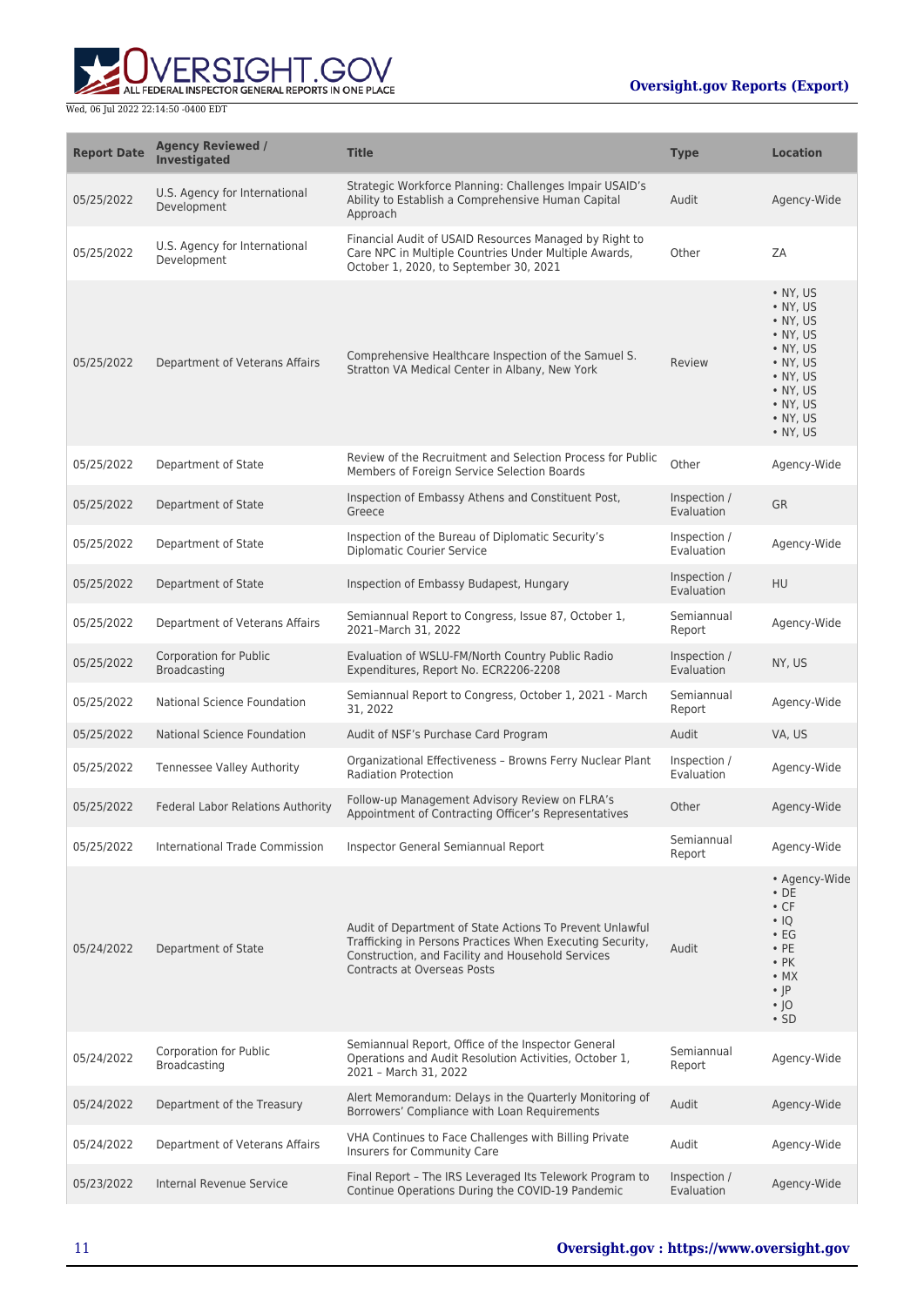| Report Date | Agency Reviewed / Investigated | Title | Type | Location |
|---|---|---|---|---|
| 05/25/2022 | U.S. Agency for International Development | Strategic Workforce Planning: Challenges Impair USAID's Ability to Establish a Comprehensive Human Capital Approach | Audit | Agency-Wide |
| 05/25/2022 | U.S. Agency for International Development | Financial Audit of USAID Resources Managed by Right to Care NPC in Multiple Countries Under Multiple Awards, October 1, 2020, to September 30, 2021 | Other | ZA |
| 05/25/2022 | Department of Veterans Affairs | Comprehensive Healthcare Inspection of the Samuel S. Stratton VA Medical Center in Albany, New York | Review | • NY, US<br>• NY, US<br>• NY, US<br>• NY, US<br>• NY, US<br>• NY, US<br>• NY, US<br>• NY, US<br>• NY, US<br>• NY, US<br>• NY, US |
| 05/25/2022 | Department of State | Review of the Recruitment and Selection Process for Public Members of Foreign Service Selection Boards | Other | Agency-Wide |
| 05/25/2022 | Department of State | Inspection of Embassy Athens and Constituent Post, Greece | Inspection / Evaluation | GR |
| 05/25/2022 | Department of State | Inspection of the Bureau of Diplomatic Security's Diplomatic Courier Service | Inspection / Evaluation | Agency-Wide |
| 05/25/2022 | Department of State | Inspection of Embassy Budapest, Hungary | Inspection / Evaluation | HU |
| 05/25/2022 | Department of Veterans Affairs | Semiannual Report to Congress, Issue 87, October 1, 2021–March 31, 2022 | Semiannual Report | Agency-Wide |
| 05/25/2022 | Corporation for Public Broadcasting | Evaluation of WSLU-FM/North Country Public Radio Expenditures, Report No. ECR2206-2208 | Inspection / Evaluation | NY, US |
| 05/25/2022 | National Science Foundation | Semiannual Report to Congress, October 1, 2021 - March 31, 2022 | Semiannual Report | Agency-Wide |
| 05/25/2022 | National Science Foundation | Audit of NSF's Purchase Card Program | Audit | VA, US |
| 05/25/2022 | Tennessee Valley Authority | Organizational Effectiveness – Browns Ferry Nuclear Plant Radiation Protection | Inspection / Evaluation | Agency-Wide |
| 05/25/2022 | Federal Labor Relations Authority | Follow-up Management Advisory Review on FLRA's Appointment of Contracting Officer's Representatives | Other | Agency-Wide |
| 05/25/2022 | International Trade Commission | Inspector General Semiannual Report | Semiannual Report | Agency-Wide |
| 05/24/2022 | Department of State | Audit of Department of State Actions To Prevent Unlawful Trafficking in Persons Practices When Executing Security, Construction, and Facility and Household Services Contracts at Overseas Posts | Audit | • Agency-Wide<br>• DE<br>• CF<br>• IQ<br>• EG<br>• PE<br>• PK<br>• MX<br>• JP<br>• JO<br>• SD |
| 05/24/2022 | Corporation for Public Broadcasting | Semiannual Report, Office of the Inspector General Operations and Audit Resolution Activities, October 1, 2021 – March 31, 2022 | Semiannual Report | Agency-Wide |
| 05/24/2022 | Department of the Treasury | Alert Memorandum: Delays in the Quarterly Monitoring of Borrowers' Compliance with Loan Requirements | Audit | Agency-Wide |
| 05/24/2022 | Department of Veterans Affairs | VHA Continues to Face Challenges with Billing Private Insurers for Community Care | Audit | Agency-Wide |
| 05/23/2022 | Internal Revenue Service | Final Report – The IRS Leveraged Its Telework Program to Continue Operations During the COVID-19 Pandemic | Inspection / Evaluation | Agency-Wide |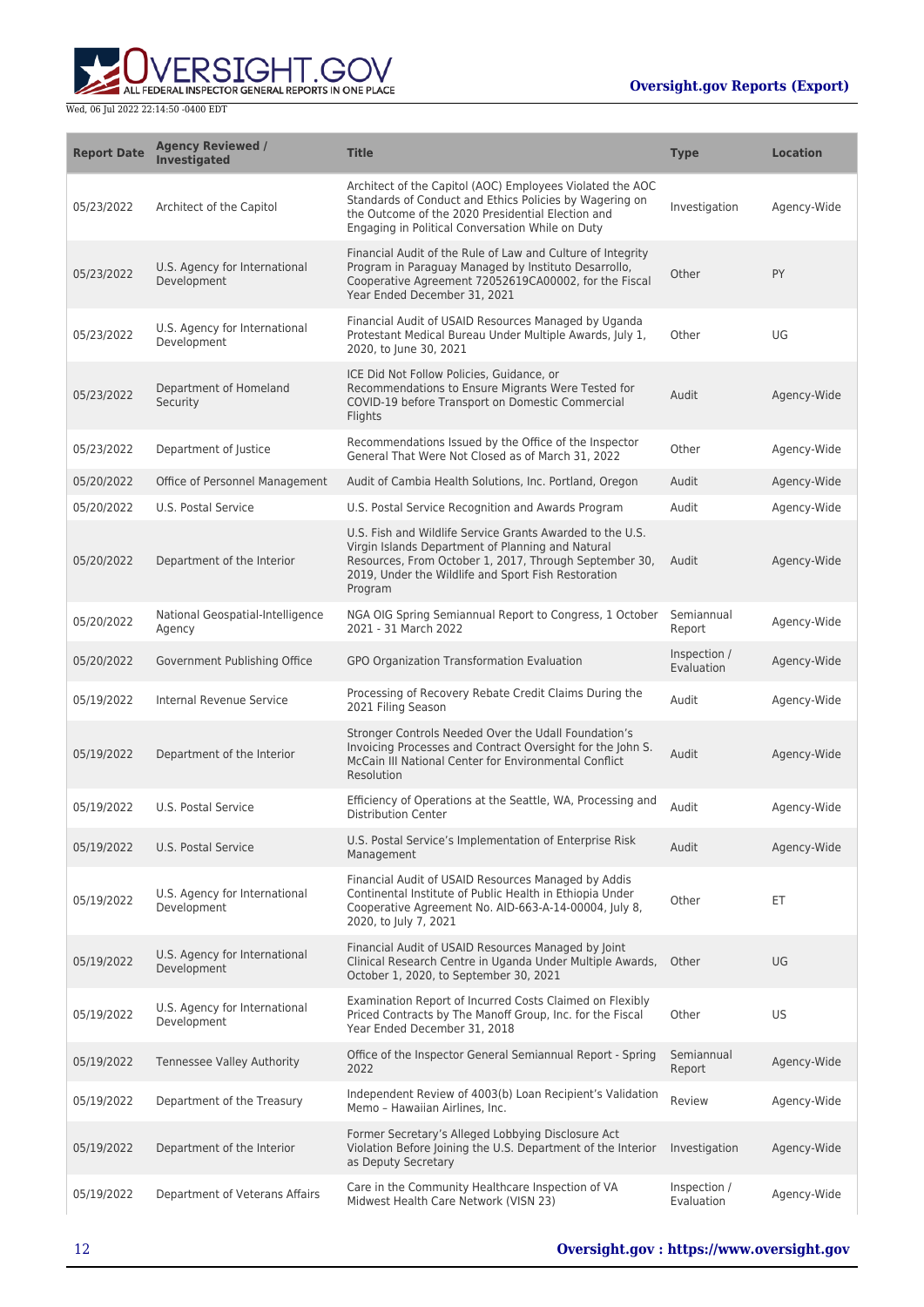| Report Date | Agency Reviewed / Investigated | Title | Type | Location |
|---|---|---|---|---|
| 05/23/2022 | Architect of the Capitol | Architect of the Capitol (AOC) Employees Violated the AOC Standards of Conduct and Ethics Policies by Wagering on the Outcome of the 2020 Presidential Election and Engaging in Political Conversation While on Duty | Investigation | Agency-Wide |
| 05/23/2022 | U.S. Agency for International Development | Financial Audit of the Rule of Law and Culture of Integrity Program in Paraguay Managed by Instituto Desarrollo, Cooperative Agreement 72052619CA00002, for the Fiscal Year Ended December 31, 2021 | Other | PY |
| 05/23/2022 | U.S. Agency for International Development | Financial Audit of USAID Resources Managed by Uganda Protestant Medical Bureau Under Multiple Awards, July 1, 2020, to June 30, 2021 | Other | UG |
| 05/23/2022 | Department of Homeland Security | ICE Did Not Follow Policies, Guidance, or Recommendations to Ensure Migrants Were Tested for COVID-19 before Transport on Domestic Commercial Flights | Audit | Agency-Wide |
| 05/23/2022 | Department of Justice | Recommendations Issued by the Office of the Inspector General That Were Not Closed as of March 31, 2022 | Other | Agency-Wide |
| 05/20/2022 | Office of Personnel Management | Audit of Cambia Health Solutions, Inc. Portland, Oregon | Audit | Agency-Wide |
| 05/20/2022 | U.S. Postal Service | U.S. Postal Service Recognition and Awards Program | Audit | Agency-Wide |
| 05/20/2022 | Department of the Interior | U.S. Fish and Wildlife Service Grants Awarded to the U.S. Virgin Islands Department of Planning and Natural Resources, From October 1, 2017, Through September 30, 2019, Under the Wildlife and Sport Fish Restoration Program | Audit | Agency-Wide |
| 05/20/2022 | National Geospatial-Intelligence Agency | NGA OIG Spring Semiannual Report to Congress, 1 October 2021 - 31 March 2022 | Semiannual Report | Agency-Wide |
| 05/20/2022 | Government Publishing Office | GPO Organization Transformation Evaluation | Inspection / Evaluation | Agency-Wide |
| 05/19/2022 | Internal Revenue Service | Processing of Recovery Rebate Credit Claims During the 2021 Filing Season | Audit | Agency-Wide |
| 05/19/2022 | Department of the Interior | Stronger Controls Needed Over the Udall Foundation's Invoicing Processes and Contract Oversight for the John S. McCain III National Center for Environmental Conflict Resolution | Audit | Agency-Wide |
| 05/19/2022 | U.S. Postal Service | Efficiency of Operations at the Seattle, WA, Processing and Distribution Center | Audit | Agency-Wide |
| 05/19/2022 | U.S. Postal Service | U.S. Postal Service's Implementation of Enterprise Risk Management | Audit | Agency-Wide |
| 05/19/2022 | U.S. Agency for International Development | Financial Audit of USAID Resources Managed by Addis Continental Institute of Public Health in Ethiopia Under Cooperative Agreement No. AID-663-A-14-00004, July 8, 2020, to July 7, 2021 | Other | ET |
| 05/19/2022 | U.S. Agency for International Development | Financial Audit of USAID Resources Managed by Joint Clinical Research Centre in Uganda Under Multiple Awards, October 1, 2020, to September 30, 2021 | Other | UG |
| 05/19/2022 | U.S. Agency for International Development | Examination Report of Incurred Costs Claimed on Flexibly Priced Contracts by The Manoff Group, Inc. for the Fiscal Year Ended December 31, 2018 | Other | US |
| 05/19/2022 | Tennessee Valley Authority | Office of the Inspector General Semiannual Report - Spring 2022 | Semiannual Report | Agency-Wide |
| 05/19/2022 | Department of the Treasury | Independent Review of 4003(b) Loan Recipient's Validation Memo – Hawaiian Airlines, Inc. | Review | Agency-Wide |
| 05/19/2022 | Department of the Interior | Former Secretary's Alleged Lobbying Disclosure Act Violation Before Joining the U.S. Department of the Interior as Deputy Secretary | Investigation | Agency-Wide |
| 05/19/2022 | Department of Veterans Affairs | Care in the Community Healthcare Inspection of VA Midwest Health Care Network (VISN 23) | Inspection / Evaluation | Agency-Wide |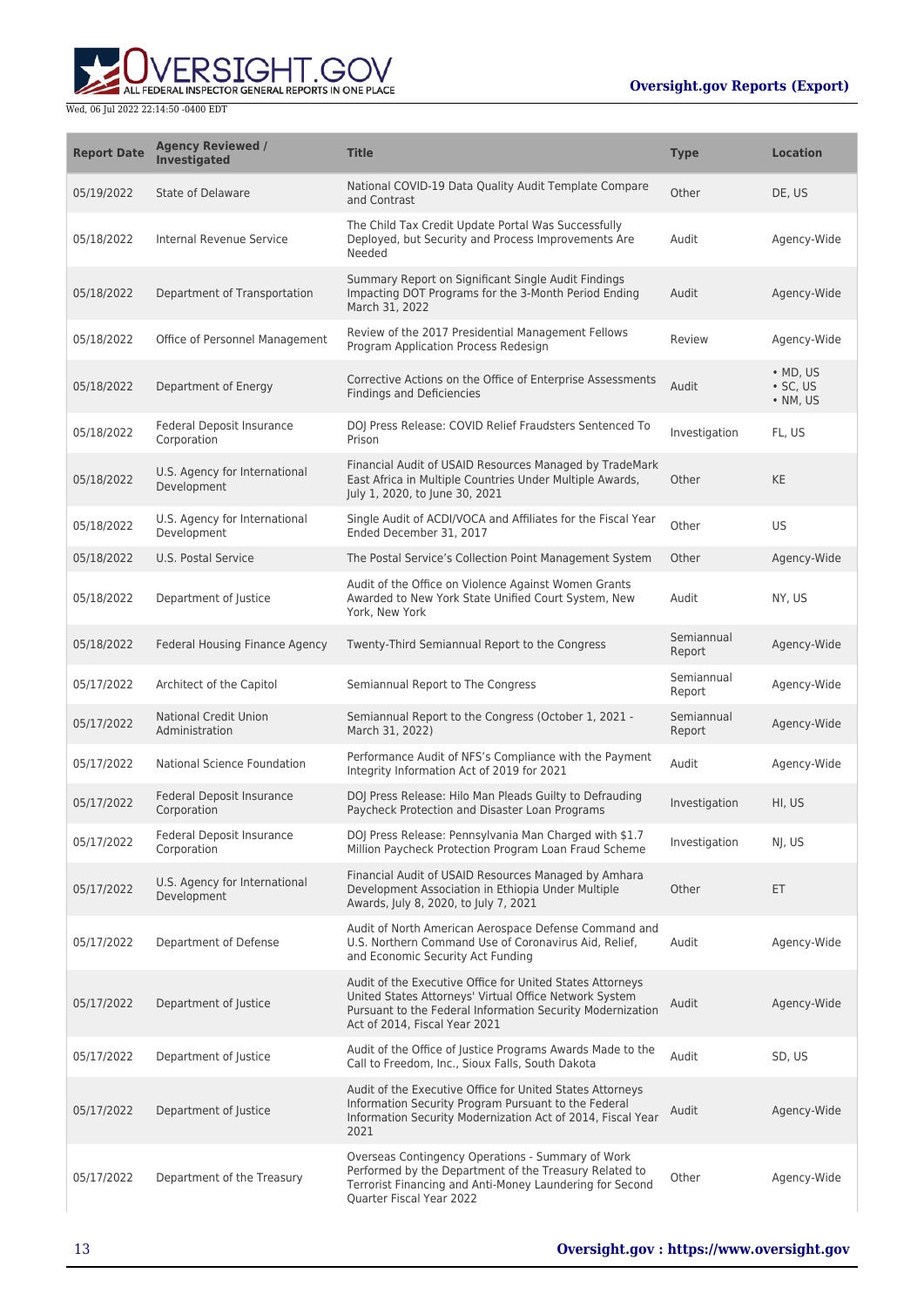| Report Date | Agency Reviewed / Investigated | Title | Type | Location |
|---|---|---|---|---|
| 05/19/2022 | State of Delaware | National COVID-19 Data Quality Audit Template Compare and Contrast | Other | DE, US |
| 05/18/2022 | Internal Revenue Service | The Child Tax Credit Update Portal Was Successfully Deployed, but Security and Process Improvements Are Needed | Audit | Agency-Wide |
| 05/18/2022 | Department of Transportation | Summary Report on Significant Single Audit Findings Impacting DOT Programs for the 3-Month Period Ending March 31, 2022 | Audit | Agency-Wide |
| 05/18/2022 | Office of Personnel Management | Review of the 2017 Presidential Management Fellows Program Application Process Redesign | Review | Agency-Wide |
| 05/18/2022 | Department of Energy | Corrective Actions on the Office of Enterprise Assessments Findings and Deficiencies | Audit | • MD, US<br>• SC, US<br>• NM, US |
| 05/18/2022 | Federal Deposit Insurance Corporation | DOJ Press Release: COVID Relief Fraudsters Sentenced To Prison | Investigation | FL, US |
| 05/18/2022 | U.S. Agency for International Development | Financial Audit of USAID Resources Managed by TradeMark East Africa in Multiple Countries Under Multiple Awards, July 1, 2020, to June 30, 2021 | Other | KE |
| 05/18/2022 | U.S. Agency for International Development | Single Audit of ACDI/VOCA and Affiliates for the Fiscal Year Ended December 31, 2017 | Other | US |
| 05/18/2022 | U.S. Postal Service | The Postal Service's Collection Point Management System | Other | Agency-Wide |
| 05/18/2022 | Department of Justice | Audit of the Office on Violence Against Women Grants Awarded to New York State Unified Court System, New York, New York | Audit | NY, US |
| 05/18/2022 | Federal Housing Finance Agency | Twenty-Third Semiannual Report to the Congress | Semiannual Report | Agency-Wide |
| 05/17/2022 | Architect of the Capitol | Semiannual Report to The Congress | Semiannual Report | Agency-Wide |
| 05/17/2022 | National Credit Union Administration | Semiannual Report to the Congress (October 1, 2021 - March 31, 2022) | Semiannual Report | Agency-Wide |
| 05/17/2022 | National Science Foundation | Performance Audit of NFS's Compliance with the Payment Integrity Information Act of 2019 for 2021 | Audit | Agency-Wide |
| 05/17/2022 | Federal Deposit Insurance Corporation | DOJ Press Release: Hilo Man Pleads Guilty to Defrauding Paycheck Protection and Disaster Loan Programs | Investigation | HI, US |
| 05/17/2022 | Federal Deposit Insurance Corporation | DOJ Press Release: Pennsylvania Man Charged with $1.7 Million Paycheck Protection Program Loan Fraud Scheme | Investigation | NJ, US |
| 05/17/2022 | U.S. Agency for International Development | Financial Audit of USAID Resources Managed by Amhara Development Association in Ethiopia Under Multiple Awards, July 8, 2020, to July 7, 2021 | Other | ET |
| 05/17/2022 | Department of Defense | Audit of North American Aerospace Defense Command and U.S. Northern Command Use of Coronavirus Aid, Relief, and Economic Security Act Funding | Audit | Agency-Wide |
| 05/17/2022 | Department of Justice | Audit of the Executive Office for United States Attorneys United States Attorneys' Virtual Office Network System Pursuant to the Federal Information Security Modernization Act of 2014, Fiscal Year 2021 | Audit | Agency-Wide |
| 05/17/2022 | Department of Justice | Audit of the Office of Justice Programs Awards Made to the Call to Freedom, Inc., Sioux Falls, South Dakota | Audit | SD, US |
| 05/17/2022 | Department of Justice | Audit of the Executive Office for United States Attorneys Information Security Program Pursuant to the Federal Information Security Modernization Act of 2014, Fiscal Year 2021 | Audit | Agency-Wide |
| 05/17/2022 | Department of the Treasury | Overseas Contingency Operations - Summary of Work Performed by the Department of the Treasury Related to Terrorist Financing and Anti-Money Laundering for Second Quarter Fiscal Year 2022 | Other | Agency-Wide |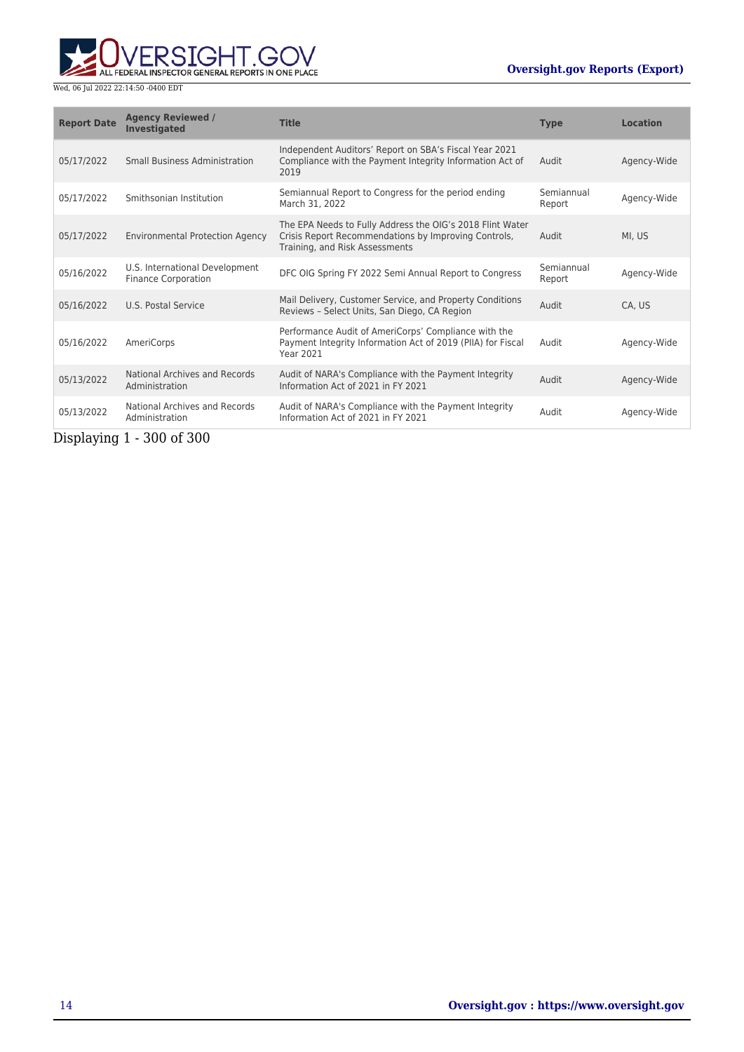| Report Date | Agency Reviewed / Investigated | Title | Type | Location |
|---|---|---|---|---|
| 05/17/2022 | Small Business Administration | Independent Auditors' Report on SBA's Fiscal Year 2021 Compliance with the Payment Integrity Information Act of 2019 | Audit | Agency-Wide |
| 05/17/2022 | Smithsonian Institution | Semiannual Report to Congress for the period ending March 31, 2022 | Semiannual Report | Agency-Wide |
| 05/17/2022 | Environmental Protection Agency | The EPA Needs to Fully Address the OIG's 2018 Flint Water Crisis Report Recommendations by Improving Controls, Training, and Risk Assessments | Audit | MI, US |
| 05/16/2022 | U.S. International Development Finance Corporation | DFC OIG Spring FY 2022 Semi Annual Report to Congress | Semiannual Report | Agency-Wide |
| 05/16/2022 | U.S. Postal Service | Mail Delivery, Customer Service, and Property Conditions Reviews – Select Units, San Diego, CA Region | Audit | CA, US |
| 05/16/2022 | AmeriCorps | Performance Audit of AmeriCorps' Compliance with the Payment Integrity Information Act of 2019 (PIIA) for Fiscal Year 2021 | Audit | Agency-Wide |
| 05/13/2022 | National Archives and Records Administration | Audit of NARA's Compliance with the Payment Integrity Information Act of 2021 in FY 2021 | Audit | Agency-Wide |
| 05/13/2022 | National Archives and Records Administration | Audit of NARA's Compliance with the Payment Integrity Information Act of 2021 in FY 2021 | Audit | Agency-Wide |

Displaying 1 - 300 of 300